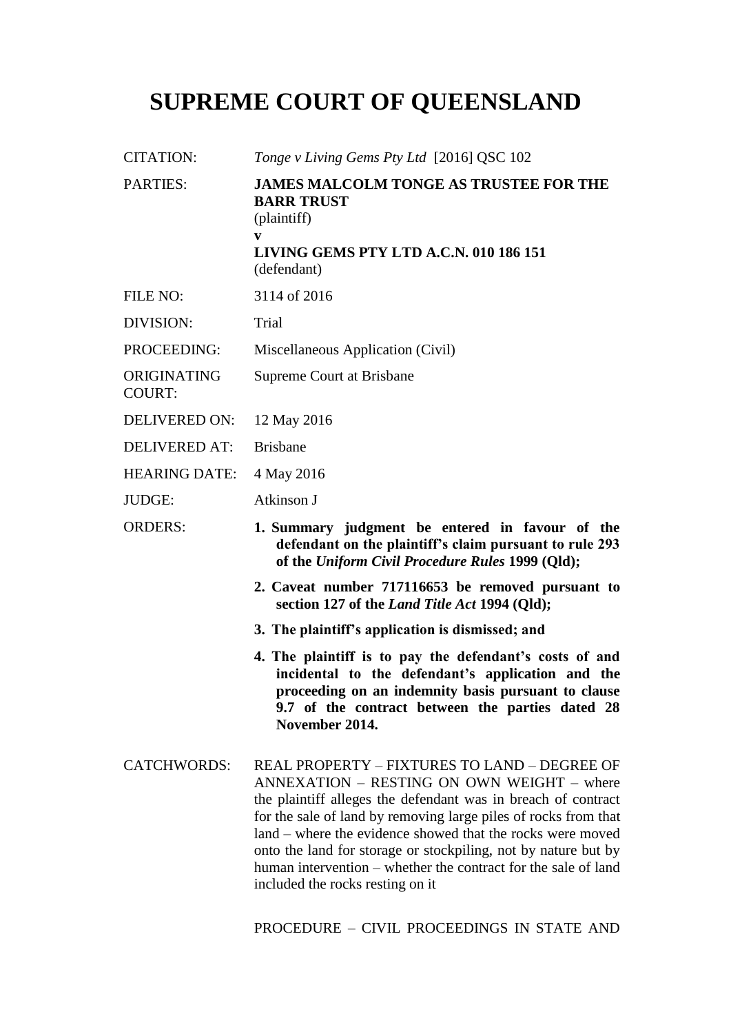# SUPREME COURT OF QUEENSLAND

| | |
|---|---|
| CITATION: | *Tonge v Living Gems Pty Ltd* [2016] QSC 102 |
| PARTIES: | **JAMES MALCOLM TONGE AS TRUSTEE FOR THE BARR TRUST** (plaintiff) **v** **LIVING GEMS PTY LTD A.C.N. 010 186 151** (defendant) |
| FILE NO: | 3114 of 2016 |
| DIVISION: | Trial |
| PROCEEDING: | Miscellaneous Application (Civil) |
| ORIGINATING COURT: | Supreme Court at Brisbane |
| DELIVERED ON: | 12 May 2016 |
| DELIVERED AT: | Brisbane |
| HEARING DATE: | 4 May 2016 |
| JUDGE: | Atkinson J |

ORDERS:

1. **Summary judgment be entered in favour of the defendant on the plaintiff's claim pursuant to rule 293 of the *Uniform Civil Procedure Rules* 1999 (Qld);**
2. **Caveat number 717116653 be removed pursuant to section 127 of the *Land Title Act* 1994 (Qld);**
3. **The plaintiff's application is dismissed; and**
4. **The plaintiff is to pay the defendant's costs of and incidental to the defendant's application and the proceeding on an indemnity basis pursuant to clause 9.7 of the contract between the parties dated 28 November 2014.**

CATCHWORDS: REAL PROPERTY – FIXTURES TO LAND – DEGREE OF ANNEXATION – RESTING ON OWN WEIGHT – where the plaintiff alleges the defendant was in breach of contract for the sale of land by removing large piles of rocks from that land – where the evidence showed that the rocks were moved onto the land for storage or stockpiling, not by nature but by human intervention – whether the contract for the sale of land included the rocks resting on it

PROCEDURE – CIVIL PROCEEDINGS IN STATE AND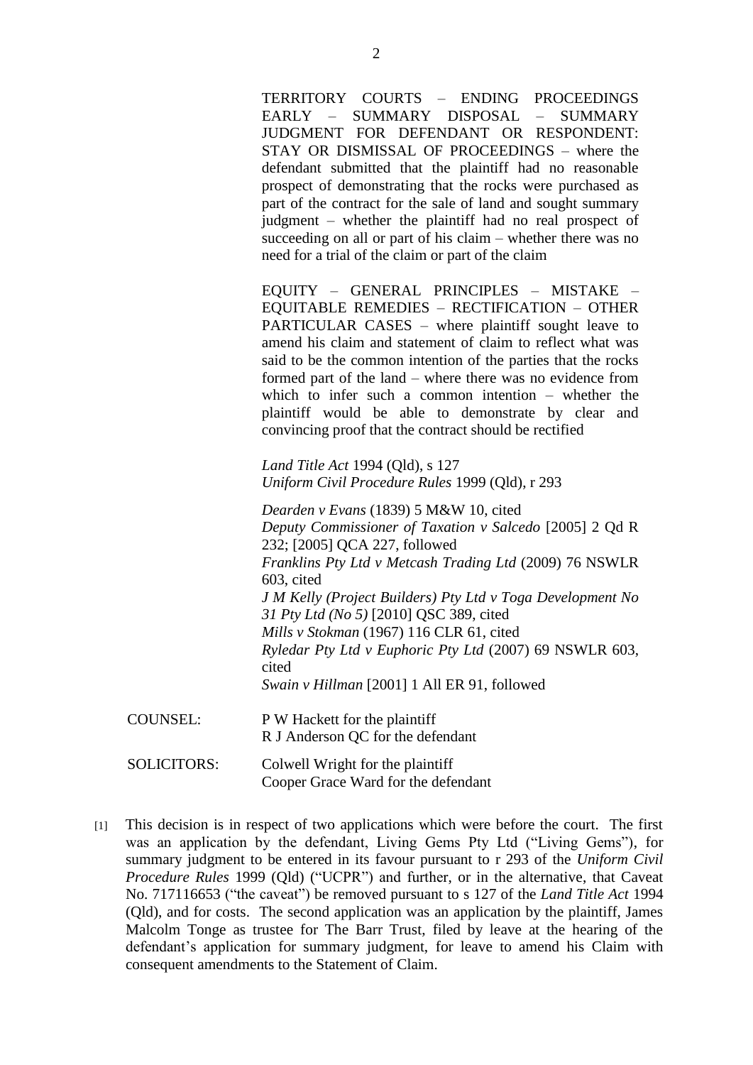TERRITORY COURTS – ENDING PROCEEDINGS EARLY – SUMMARY DISPOSAL – SUMMARY JUDGMENT FOR DEFENDANT OR RESPONDENT: STAY OR DISMISSAL OF PROCEEDINGS – where the defendant submitted that the plaintiff had no reasonable prospect of demonstrating that the rocks were purchased as part of the contract for the sale of land and sought summary judgment – whether the plaintiff had no real prospect of succeeding on all or part of his claim – whether there was no need for a trial of the claim or part of the claim

EQUITY – GENERAL PRINCIPLES – MISTAKE – EQUITABLE REMEDIES – RECTIFICATION – OTHER PARTICULAR CASES – where plaintiff sought leave to amend his claim and statement of claim to reflect what was said to be the common intention of the parties that the rocks formed part of the land – where there was no evidence from which to infer such a common intention – whether the plaintiff would be able to demonstrate by clear and convincing proof that the contract should be rectified

*Land Title Act* 1994 (Qld), s 127
*Uniform Civil Procedure Rules* 1999 (Qld), r 293

*Dearden v Evans* (1839) 5 M&W 10, cited
*Deputy Commissioner of Taxation v Salcedo* [2005] 2 Qd R 232; [2005] QCA 227, followed
*Franklins Pty Ltd v Metcash Trading Ltd* (2009) 76 NSWLR 603, cited
*J M Kelly (Project Builders) Pty Ltd v Toga Development No 31 Pty Ltd (No 5)* [2010] QSC 389, cited
*Mills v Stokman* (1967) 116 CLR 61, cited
*Ryledar Pty Ltd v Euphoric Pty Ltd* (2007) 69 NSWLR 603, cited
*Swain v Hillman* [2001] 1 All ER 91, followed

COUNSEL: P W Hackett for the plaintiff
R J Anderson QC for the defendant

SOLICITORS: Colwell Wright for the plaintiff
Cooper Grace Ward for the defendant

[1] This decision is in respect of two applications which were before the court. The first was an application by the defendant, Living Gems Pty Ltd ("Living Gems"), for summary judgment to be entered in its favour pursuant to r 293 of the *Uniform Civil Procedure Rules* 1999 (Qld) ("UCPR") and further, or in the alternative, that Caveat No. 717116653 ("the caveat") be removed pursuant to s 127 of the *Land Title Act* 1994 (Qld), and for costs. The second application was an application by the plaintiff, James Malcolm Tonge as trustee for The Barr Trust, filed by leave at the hearing of the defendant's application for summary judgment, for leave to amend his Claim with consequent amendments to the Statement of Claim.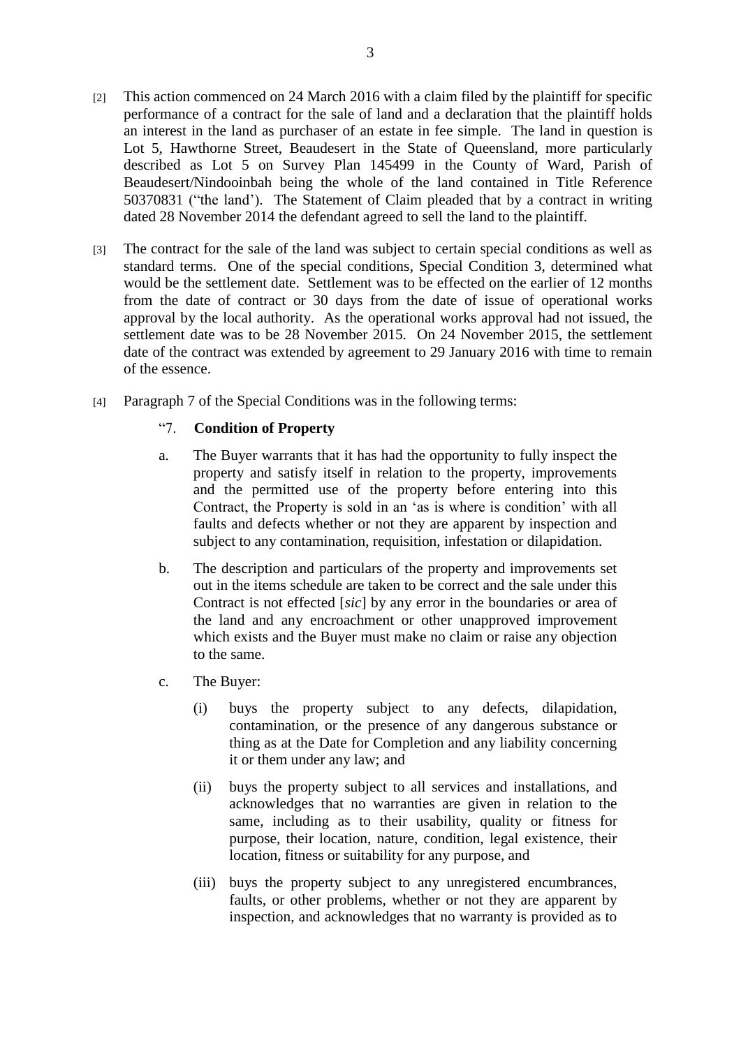[2] This action commenced on 24 March 2016 with a claim filed by the plaintiff for specific performance of a contract for the sale of land and a declaration that the plaintiff holds an interest in the land as purchaser of an estate in fee simple. The land in question is Lot 5, Hawthorne Street, Beaudesert in the State of Queensland, more particularly described as Lot 5 on Survey Plan 145499 in the County of Ward, Parish of Beaudesert/Nindooinbah being the whole of the land contained in Title Reference 50370831 ("the land"). The Statement of Claim pleaded that by a contract in writing dated 28 November 2014 the defendant agreed to sell the land to the plaintiff.

[3] The contract for the sale of the land was subject to certain special conditions as well as standard terms. One of the special conditions, Special Condition 3, determined what would be the settlement date. Settlement was to be effected on the earlier of 12 months from the date of contract or 30 days from the date of issue of operational works approval by the local authority. As the operational works approval had not issued, the settlement date was to be 28 November 2015. On 24 November 2015, the settlement date of the contract was extended by agreement to 29 January 2016 with time to remain of the essence.

[4] Paragraph 7 of the Special Conditions was in the following terms:

> "7. **Condition of Property**
>
> a. The Buyer warrants that it has had the opportunity to fully inspect the property and satisfy itself in relation to the property, improvements and the permitted use of the property before entering into this Contract, the Property is sold in an 'as is where is condition' with all faults and defects whether or not they are apparent by inspection and subject to any contamination, requisition, infestation or dilapidation.
>
> b. The description and particulars of the property and improvements set out in the items schedule are taken to be correct and the sale under this Contract is not effected [*sic*] by any error in the boundaries or area of the land and any encroachment or other unapproved improvement which exists and the Buyer must make no claim or raise any objection to the same.
>
> c. The Buyer:
>
> (i) buys the property subject to any defects, dilapidation, contamination, or the presence of any dangerous substance or thing as at the Date for Completion and any liability concerning it or them under any law; and
>
> (ii) buys the property subject to all services and installations, and acknowledges that no warranties are given in relation to the same, including as to their usability, quality or fitness for purpose, their location, nature, condition, legal existence, their location, fitness or suitability for any purpose, and
>
> (iii) buys the property subject to any unregistered encumbrances, faults, or other problems, whether or not they are apparent by inspection, and acknowledges that no warranty is provided as to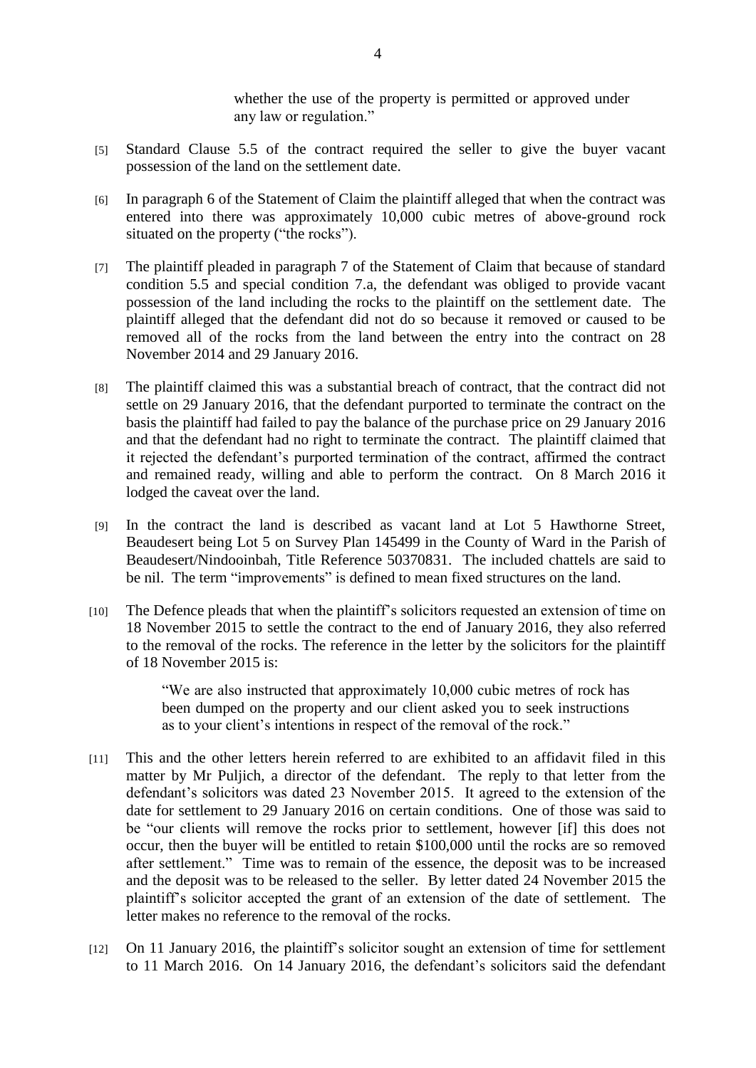whether the use of the property is permitted or approved under any law or regulation."

[5] Standard Clause 5.5 of the contract required the seller to give the buyer vacant possession of the land on the settlement date.

[6] In paragraph 6 of the Statement of Claim the plaintiff alleged that when the contract was entered into there was approximately 10,000 cubic metres of above-ground rock situated on the property ("the rocks").

[7] The plaintiff pleaded in paragraph 7 of the Statement of Claim that because of standard condition 5.5 and special condition 7.a, the defendant was obliged to provide vacant possession of the land including the rocks to the plaintiff on the settlement date. The plaintiff alleged that the defendant did not do so because it removed or caused to be removed all of the rocks from the land between the entry into the contract on 28 November 2014 and 29 January 2016.

[8] The plaintiff claimed this was a substantial breach of contract, that the contract did not settle on 29 January 2016, that the defendant purported to terminate the contract on the basis the plaintiff had failed to pay the balance of the purchase price on 29 January 2016 and that the defendant had no right to terminate the contract. The plaintiff claimed that it rejected the defendant's purported termination of the contract, affirmed the contract and remained ready, willing and able to perform the contract. On 8 March 2016 it lodged the caveat over the land.

[9] In the contract the land is described as vacant land at Lot 5 Hawthorne Street, Beaudesert being Lot 5 on Survey Plan 145499 in the County of Ward in the Parish of Beaudesert/Nindooinbah, Title Reference 50370831. The included chattels are said to be nil. The term "improvements" is defined to mean fixed structures on the land.

[10] The Defence pleads that when the plaintiff's solicitors requested an extension of time on 18 November 2015 to settle the contract to the end of January 2016, they also referred to the removal of the rocks. The reference in the letter by the solicitors for the plaintiff of 18 November 2015 is:

> "We are also instructed that approximately 10,000 cubic metres of rock has been dumped on the property and our client asked you to seek instructions as to your client's intentions in respect of the removal of the rock."

[11] This and the other letters herein referred to are exhibited to an affidavit filed in this matter by Mr Puljich, a director of the defendant. The reply to that letter from the defendant's solicitors was dated 23 November 2015. It agreed to the extension of the date for settlement to 29 January 2016 on certain conditions. One of those was said to be "our clients will remove the rocks prior to settlement, however [if] this does not occur, then the buyer will be entitled to retain $100,000 until the rocks are so removed after settlement." Time was to remain of the essence, the deposit was to be increased and the deposit was to be released to the seller. By letter dated 24 November 2015 the plaintiff's solicitor accepted the grant of an extension of the date of settlement. The letter makes no reference to the removal of the rocks.

[12] On 11 January 2016, the plaintiff's solicitor sought an extension of time for settlement to 11 March 2016. On 14 January 2016, the defendant's solicitors said the defendant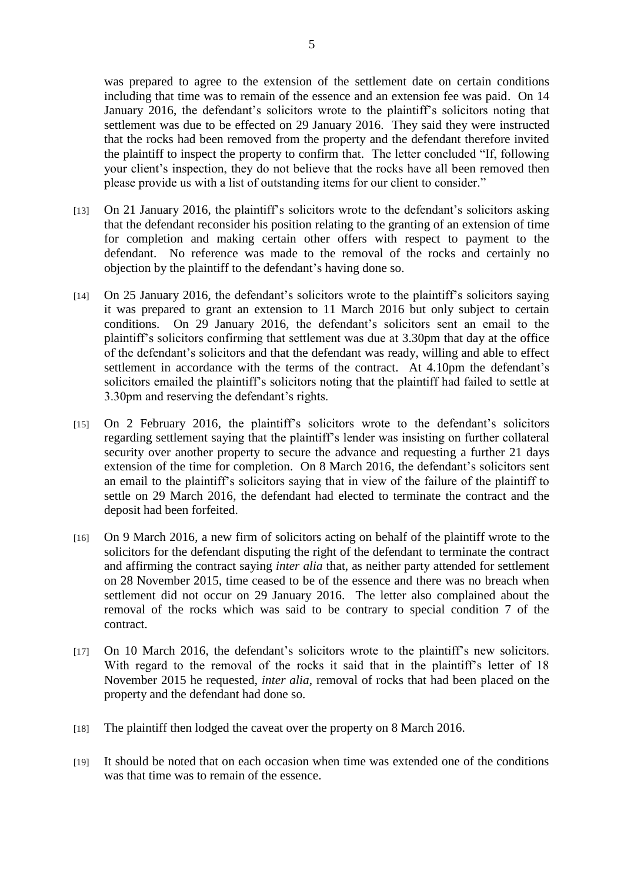was prepared to agree to the extension of the settlement date on certain conditions including that time was to remain of the essence and an extension fee was paid. On 14 January 2016, the defendant's solicitors wrote to the plaintiff's solicitors noting that settlement was due to be effected on 29 January 2016. They said they were instructed that the rocks had been removed from the property and the defendant therefore invited the plaintiff to inspect the property to confirm that. The letter concluded "If, following your client's inspection, they do not believe that the rocks have all been removed then please provide us with a list of outstanding items for our client to consider."

[13] On 21 January 2016, the plaintiff's solicitors wrote to the defendant's solicitors asking that the defendant reconsider his position relating to the granting of an extension of time for completion and making certain other offers with respect to payment to the defendant. No reference was made to the removal of the rocks and certainly no objection by the plaintiff to the defendant's having done so.

[14] On 25 January 2016, the defendant's solicitors wrote to the plaintiff's solicitors saying it was prepared to grant an extension to 11 March 2016 but only subject to certain conditions. On 29 January 2016, the defendant's solicitors sent an email to the plaintiff's solicitors confirming that settlement was due at 3.30pm that day at the office of the defendant's solicitors and that the defendant was ready, willing and able to effect settlement in accordance with the terms of the contract. At 4.10pm the defendant's solicitors emailed the plaintiff's solicitors noting that the plaintiff had failed to settle at 3.30pm and reserving the defendant's rights.

[15] On 2 February 2016, the plaintiff's solicitors wrote to the defendant's solicitors regarding settlement saying that the plaintiff's lender was insisting on further collateral security over another property to secure the advance and requesting a further 21 days extension of the time for completion. On 8 March 2016, the defendant's solicitors sent an email to the plaintiff's solicitors saying that in view of the failure of the plaintiff to settle on 29 March 2016, the defendant had elected to terminate the contract and the deposit had been forfeited.

[16] On 9 March 2016, a new firm of solicitors acting on behalf of the plaintiff wrote to the solicitors for the defendant disputing the right of the defendant to terminate the contract and affirming the contract saying *inter alia* that, as neither party attended for settlement on 28 November 2015, time ceased to be of the essence and there was no breach when settlement did not occur on 29 January 2016. The letter also complained about the removal of the rocks which was said to be contrary to special condition 7 of the contract.

[17] On 10 March 2016, the defendant's solicitors wrote to the plaintiff's new solicitors. With regard to the removal of the rocks it said that in the plaintiff's letter of 18 November 2015 he requested, *inter alia*, removal of rocks that had been placed on the property and the defendant had done so.

[18] The plaintiff then lodged the caveat over the property on 8 March 2016.

[19] It should be noted that on each occasion when time was extended one of the conditions was that time was to remain of the essence.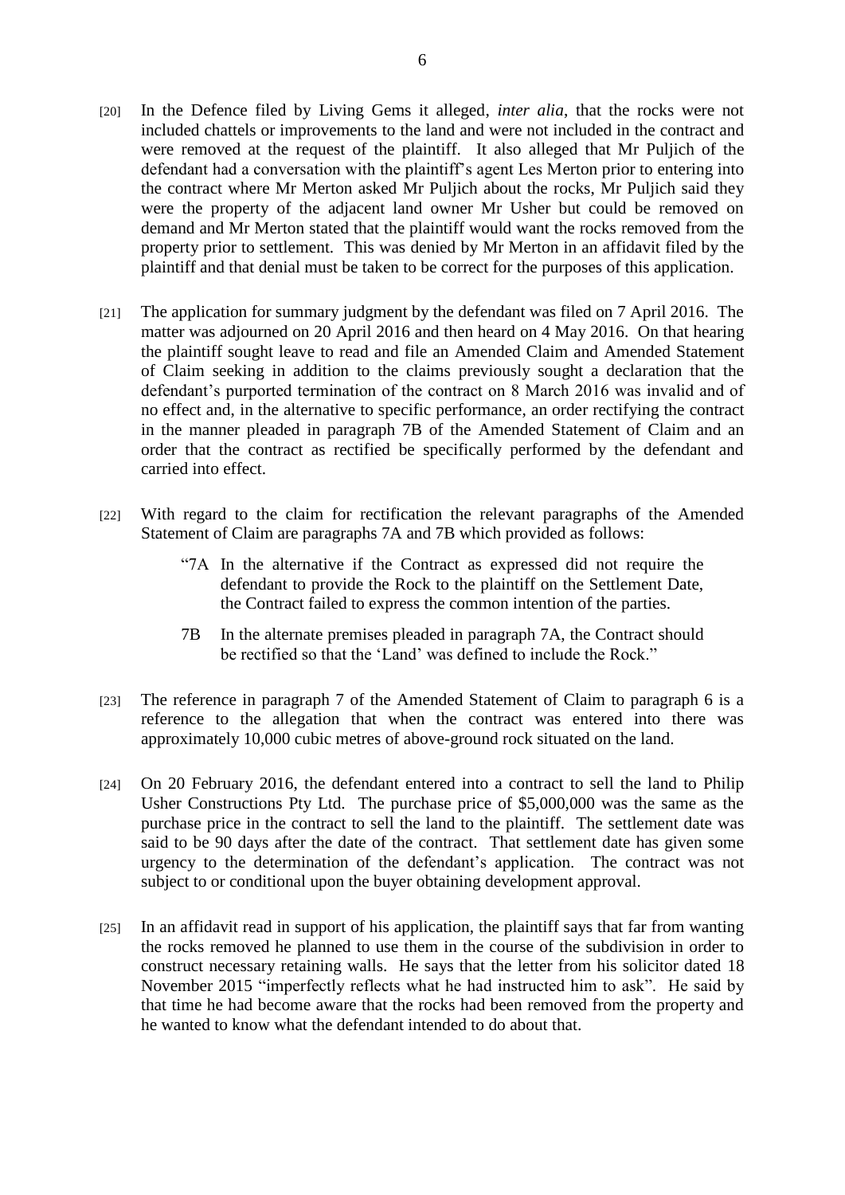[20] In the Defence filed by Living Gems it alleged, *inter alia*, that the rocks were not included chattels or improvements to the land and were not included in the contract and were removed at the request of the plaintiff. It also alleged that Mr Puljich of the defendant had a conversation with the plaintiff's agent Les Merton prior to entering into the contract where Mr Merton asked Mr Puljich about the rocks, Mr Puljich said they were the property of the adjacent land owner Mr Usher but could be removed on demand and Mr Merton stated that the plaintiff would want the rocks removed from the property prior to settlement. This was denied by Mr Merton in an affidavit filed by the plaintiff and that denial must be taken to be correct for the purposes of this application.

[21] The application for summary judgment by the defendant was filed on 7 April 2016. The matter was adjourned on 20 April 2016 and then heard on 4 May 2016. On that hearing the plaintiff sought leave to read and file an Amended Claim and Amended Statement of Claim seeking in addition to the claims previously sought a declaration that the defendant's purported termination of the contract on 8 March 2016 was invalid and of no effect and, in the alternative to specific performance, an order rectifying the contract in the manner pleaded in paragraph 7B of the Amended Statement of Claim and an order that the contract as rectified be specifically performed by the defendant and carried into effect.

[22] With regard to the claim for rectification the relevant paragraphs of the Amended Statement of Claim are paragraphs 7A and 7B which provided as follows:

> "7A In the alternative if the Contract as expressed did not require the defendant to provide the Rock to the plaintiff on the Settlement Date, the Contract failed to express the common intention of the parties.
>
> 7B In the alternate premises pleaded in paragraph 7A, the Contract should be rectified so that the 'Land' was defined to include the Rock."

[23] The reference in paragraph 7 of the Amended Statement of Claim to paragraph 6 is a reference to the allegation that when the contract was entered into there was approximately 10,000 cubic metres of above-ground rock situated on the land.

[24] On 20 February 2016, the defendant entered into a contract to sell the land to Philip Usher Constructions Pty Ltd. The purchase price of $5,000,000 was the same as the purchase price in the contract to sell the land to the plaintiff. The settlement date was said to be 90 days after the date of the contract. That settlement date has given some urgency to the determination of the defendant's application. The contract was not subject to or conditional upon the buyer obtaining development approval.

[25] In an affidavit read in support of his application, the plaintiff says that far from wanting the rocks removed he planned to use them in the course of the subdivision in order to construct necessary retaining walls. He says that the letter from his solicitor dated 18 November 2015 "imperfectly reflects what he had instructed him to ask". He said by that time he had become aware that the rocks had been removed from the property and he wanted to know what the defendant intended to do about that.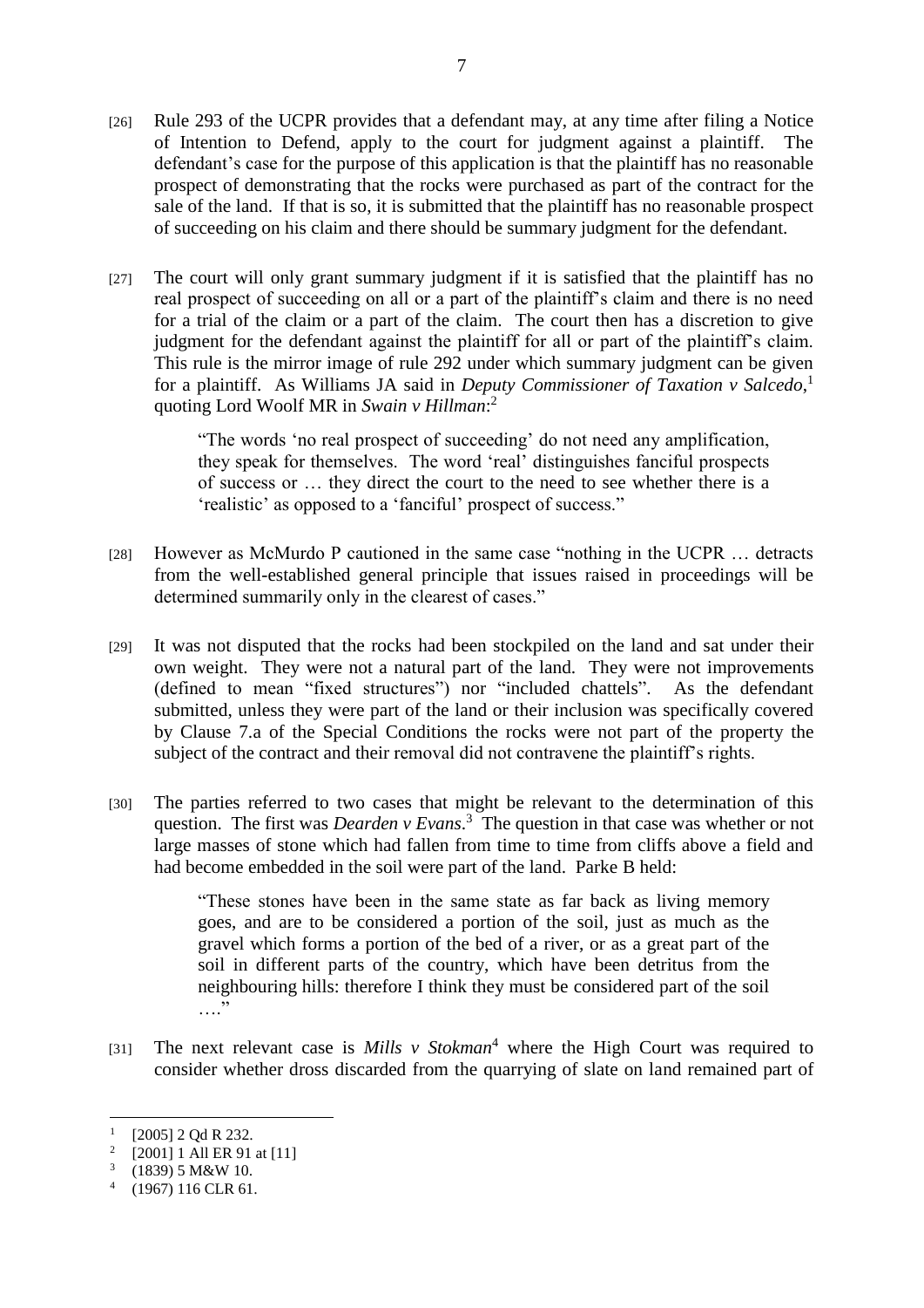[26] Rule 293 of the UCPR provides that a defendant may, at any time after filing a Notice of Intention to Defend, apply to the court for judgment against a plaintiff. The defendant's case for the purpose of this application is that the plaintiff has no reasonable prospect of demonstrating that the rocks were purchased as part of the contract for the sale of the land. If that is so, it is submitted that the plaintiff has no reasonable prospect of succeeding on his claim and there should be summary judgment for the defendant.

[27] The court will only grant summary judgment if it is satisfied that the plaintiff has no real prospect of succeeding on all or a part of the plaintiff's claim and there is no need for a trial of the claim or a part of the claim. The court then has a discretion to give judgment for the defendant against the plaintiff for all or part of the plaintiff's claim. This rule is the mirror image of rule 292 under which summary judgment can be given for a plaintiff. As Williams JA said in *Deputy Commissioner of Taxation v Salcedo*,[1] quoting Lord Woolf MR in *Swain v Hillman*:[2]

> "The words 'no real prospect of succeeding' do not need any amplification, they speak for themselves. The word 'real' distinguishes fanciful prospects of success or … they direct the court to the need to see whether there is a 'realistic' as opposed to a 'fanciful' prospect of success."

[28] However as McMurdo P cautioned in the same case "nothing in the UCPR … detracts from the well-established general principle that issues raised in proceedings will be determined summarily only in the clearest of cases."

[29] It was not disputed that the rocks had been stockpiled on the land and sat under their own weight. They were not a natural part of the land. They were not improvements (defined to mean "fixed structures") nor "included chattels". As the defendant submitted, unless they were part of the land or their inclusion was specifically covered by Clause 7.a of the Special Conditions the rocks were not part of the property the subject of the contract and their removal did not contravene the plaintiff's rights.

[30] The parties referred to two cases that might be relevant to the determination of this question. The first was *Dearden v Evans*.[3] The question in that case was whether or not large masses of stone which had fallen from time to time from cliffs above a field and had become embedded in the soil were part of the land. Parke B held:

> "These stones have been in the same state as far back as living memory goes, and are to be considered a portion of the soil, just as much as the gravel which forms a portion of the bed of a river, or as a great part of the soil in different parts of the country, which have been detritus from the neighbouring hills: therefore I think they must be considered part of the soil …."

[31] The next relevant case is *Mills v Stokman*[4] where the High Court was required to consider whether dross discarded from the quarrying of slate on land remained part of

---

[1] [2005] 2 Qd R 232.

[2] [2001] 1 All ER 91 at [11]

[3] (1839) 5 M&W 10.

[4] (1967) 116 CLR 61.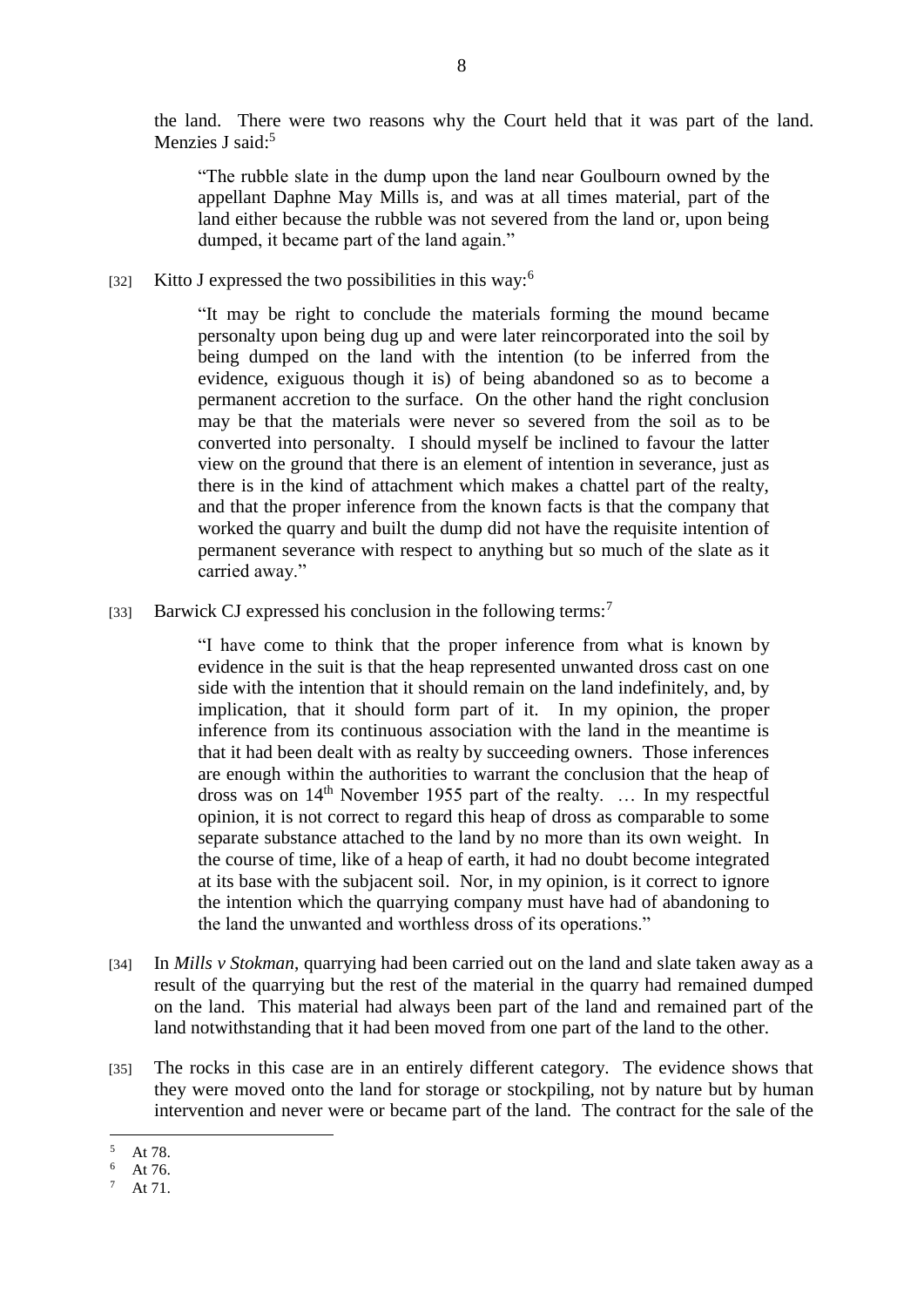the land. There were two reasons why the Court held that it was part of the land. Menzies J said:[5]

> "The rubble slate in the dump upon the land near Goulbourn owned by the appellant Daphne May Mills is, and was at all times material, part of the land either because the rubble was not severed from the land or, upon being dumped, it became part of the land again."

[32] Kitto J expressed the two possibilities in this way:[6]

> "It may be right to conclude the materials forming the mound became personalty upon being dug up and were later reincorporated into the soil by being dumped on the land with the intention (to be inferred from the evidence, exiguous though it is) of being abandoned so as to become a permanent accretion to the surface. On the other hand the right conclusion may be that the materials were never so severed from the soil as to be converted into personalty. I should myself be inclined to favour the latter view on the ground that there is an element of intention in severance, just as there is in the kind of attachment which makes a chattel part of the realty, and that the proper inference from the known facts is that the company that worked the quarry and built the dump did not have the requisite intention of permanent severance with respect to anything but so much of the slate as it carried away."

[33] Barwick CJ expressed his conclusion in the following terms:[7]

> "I have come to think that the proper inference from what is known by evidence in the suit is that the heap represented unwanted dross cast on one side with the intention that it should remain on the land indefinitely, and, by implication, that it should form part of it. In my opinion, the proper inference from its continuous association with the land in the meantime is that it had been dealt with as realty by succeeding owners. Those inferences are enough within the authorities to warrant the conclusion that the heap of dross was on 14th November 1955 part of the realty. … In my respectful opinion, it is not correct to regard this heap of dross as comparable to some separate substance attached to the land by no more than its own weight. In the course of time, like of a heap of earth, it had no doubt become integrated at its base with the subjacent soil. Nor, in my opinion, is it correct to ignore the intention which the quarrying company must have had of abandoning to the land the unwanted and worthless dross of its operations."

[34] In *Mills v Stokman*, quarrying had been carried out on the land and slate taken away as a result of the quarrying but the rest of the material in the quarry had remained dumped on the land. This material had always been part of the land and remained part of the land notwithstanding that it had been moved from one part of the land to the other.

[35] The rocks in this case are in an entirely different category. The evidence shows that they were moved onto the land for storage or stockpiling, not by nature but by human intervention and never were or became part of the land. The contract for the sale of the

---

[5] At 78.

[6] At 76.

[7] At 71.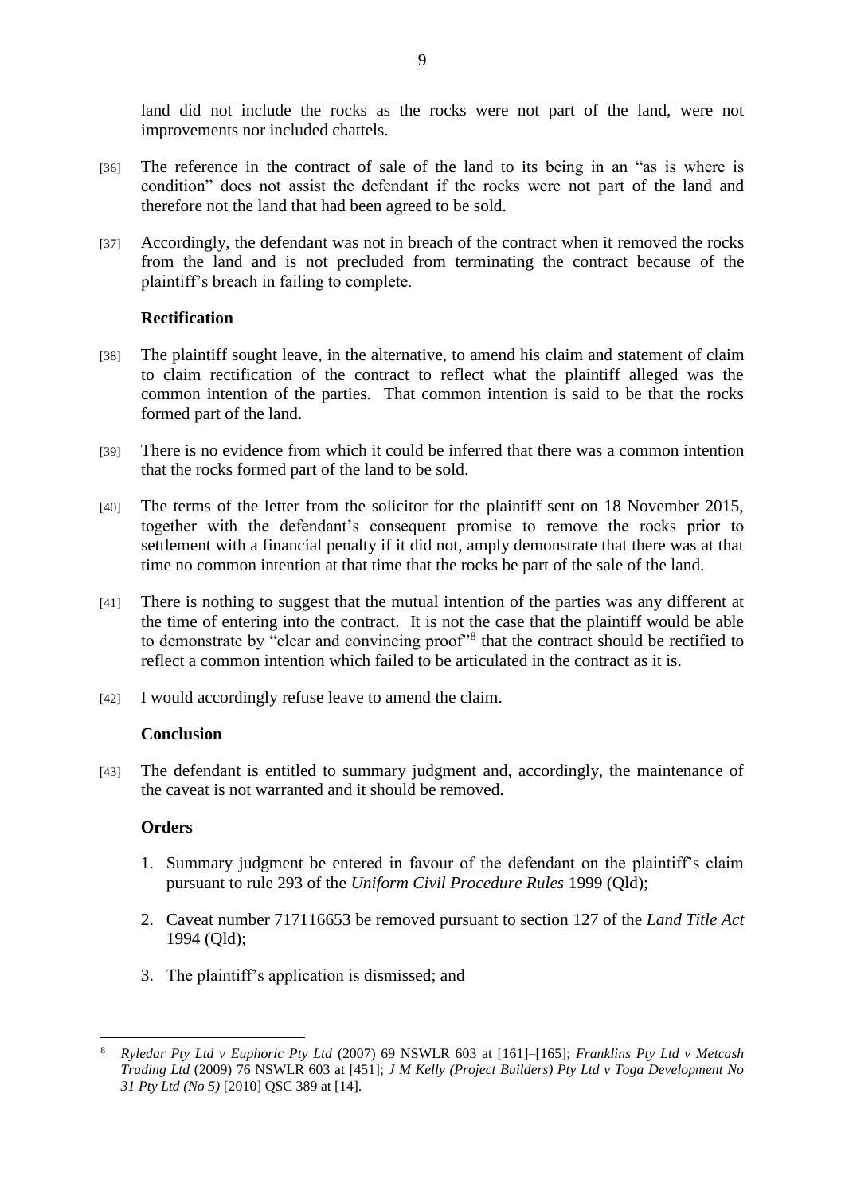land did not include the rocks as the rocks were not part of the land, were not improvements nor included chattels.

[36] The reference in the contract of sale of the land to its being in an "as is where is condition" does not assist the defendant if the rocks were not part of the land and therefore not the land that had been agreed to be sold.

[37] Accordingly, the defendant was not in breach of the contract when it removed the rocks from the land and is not precluded from terminating the contract because of the plaintiff's breach in failing to complete.

### Rectification

[38] The plaintiff sought leave, in the alternative, to amend his claim and statement of claim to claim rectification of the contract to reflect what the plaintiff alleged was the common intention of the parties. That common intention is said to be that the rocks formed part of the land.

[39] There is no evidence from which it could be inferred that there was a common intention that the rocks formed part of the land to be sold.

[40] The terms of the letter from the solicitor for the plaintiff sent on 18 November 2015, together with the defendant's consequent promise to remove the rocks prior to settlement with a financial penalty if it did not, amply demonstrate that there was at that time no common intention at that time that the rocks be part of the sale of the land.

[41] There is nothing to suggest that the mutual intention of the parties was any different at the time of entering into the contract. It is not the case that the plaintiff would be able to demonstrate by "clear and convincing proof"[8] that the contract should be rectified to reflect a common intention which failed to be articulated in the contract as it is.

[42] I would accordingly refuse leave to amend the claim.

### Conclusion

[43] The defendant is entitled to summary judgment and, accordingly, the maintenance of the caveat is not warranted and it should be removed.

### Orders

1. Summary judgment be entered in favour of the defendant on the plaintiff's claim pursuant to rule 293 of the *Uniform Civil Procedure Rules* 1999 (Qld);
2. Caveat number 717116653 be removed pursuant to section 127 of the *Land Title Act* 1994 (Qld);
3. The plaintiff's application is dismissed; and

---

[8] *Ryledar Pty Ltd v Euphoric Pty Ltd* (2007) 69 NSWLR 603 at [161]–[165]; *Franklins Pty Ltd v Metcash Trading Ltd* (2009) 76 NSWLR 603 at [451]; *J M Kelly (Project Builders) Pty Ltd v Toga Development No 31 Pty Ltd (No 5)* [2010] QSC 389 at [14].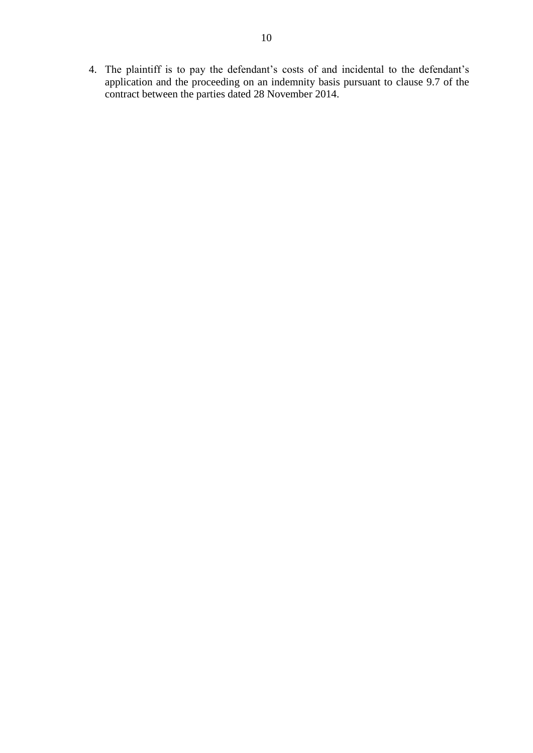4. The plaintiff is to pay the defendant's costs of and incidental to the defendant's application and the proceeding on an indemnity basis pursuant to clause 9.7 of the contract between the parties dated 28 November 2014.